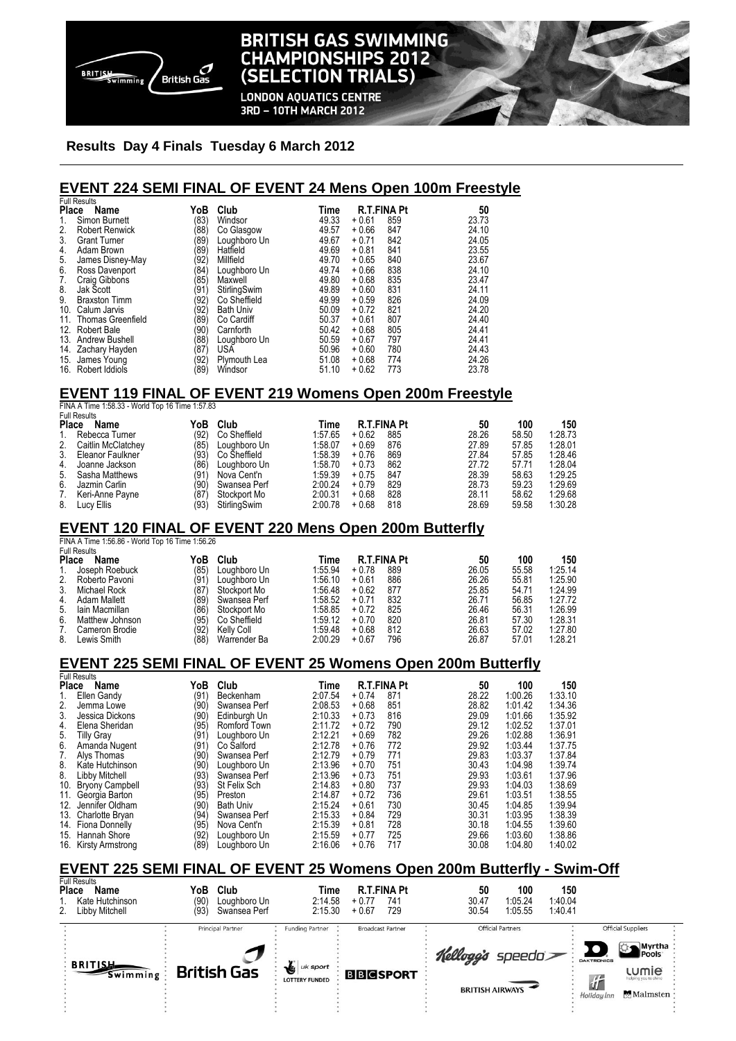# BRITISH GAS SWIMMING CHAMPIONSHIPS 2012 (SELECTION TRIALS)

LONDON AQUATICS CENTRE
3RD – 10TH MARCH 2012

**Results Day 4 Finals Tuesday 6 March 2012**

## EVENT 224 SEMI FINAL OF EVENT 24 Mens Open 100m Freestyle

Full Results

| Place | Name | YoB | Club | Time | R.T. | FINA Pt | 50 |
|---|---|---|---|---|---|---|---|
| 1. | Simon Burnett | (83) | Windsor | 49.33 | + 0.61 | 859 | 23.73 |
| 2. | Robert Renwick | (88) | Co Glasgow | 49.57 | + 0.66 | 847 | 24.10 |
| 3. | Grant Turner | (89) | Loughboro Un | 49.67 | + 0.71 | 842 | 24.05 |
| 4. | Adam Brown | (89) | Hatfield | 49.69 | + 0.81 | 841 | 23.55 |
| 5. | James Disney-May | (92) | Millfield | 49.70 | + 0.65 | 840 | 23.67 |
| 6. | Ross Davenport | (84) | Loughboro Un | 49.74 | + 0.66 | 838 | 24.10 |
| 7. | Craig Gibbons | (85) | Maxwell | 49.80 | + 0.68 | 835 | 23.47 |
| 8. | Jak Scott | (91) | StirlingSwim | 49.89 | + 0.60 | 831 | 24.11 |
| 9. | Braxton Timm | (92) | Co Sheffield | 49.99 | + 0.59 | 826 | 24.09 |
| 10. | Calum Jarvis | (92) | Bath Univ | 50.09 | + 0.72 | 821 | 24.20 |
| 11. | Thomas Greenfield | (89) | Co Cardiff | 50.37 | + 0.61 | 807 | 24.40 |
| 12. | Robert Bale | (90) | Carnforth | 50.42 | + 0.68 | 805 | 24.41 |
| 13. | Andrew Bushell | (88) | Loughboro Un | 50.59 | + 0.67 | 797 | 24.41 |
| 14. | Zachary Hayden | (87) | USA | 50.96 | + 0.60 | 780 | 24.43 |
| 15. | James Young | (92) | Plymouth Lea | 51.08 | + 0.68 | 774 | 24.26 |
| 16. | Robert Iddiols | (89) | Windsor | 51.10 | + 0.62 | 773 | 23.78 |

## EVENT 119 FINAL OF EVENT 219 Womens Open 200m Freestyle

FINA A Time 1:58.33 - World Top 16 Time 1:57.83

Full Results

| Place | Name | YoB | Club | Time | R.T. | FINA Pt | 50 | 100 | 150 |
|---|---|---|---|---|---|---|---|---|---|
| 1. | Rebecca Turner | (92) | Co Sheffield | 1:57.65 | + 0.62 | 885 | 28.26 | 58.50 | 1:28.73 |
| 2. | Caitlin McClatchey | (85) | Loughboro Un | 1:58.07 | + 0.69 | 876 | 27.89 | 57.85 | 1:28.01 |
| 3. | Eleanor Faulkner | (93) | Co Sheffield | 1:58.39 | + 0.76 | 869 | 27.84 | 57.85 | 1:28.46 |
| 4. | Joanne Jackson | (86) | Loughboro Un | 1:58.70 | + 0.73 | 862 | 27.72 | 57.71 | 1:28.04 |
| 5. | Sasha Matthews | (91) | Nova Cent'n | 1:59.39 | + 0.75 | 847 | 28.39 | 58.63 | 1:29.25 |
| 6. | Jazmin Carlin | (90) | Swansea Perf | 2:00.24 | + 0.79 | 829 | 28.73 | 59.23 | 1:29.69 |
| 7. | Keri-Anne Payne | (87) | Stockport Mo | 2:00.31 | + 0.68 | 828 | 28.11 | 58.62 | 1:29.68 |
| 8. | Lucy Ellis | (93) | StirlingSwim | 2:00.78 | + 0.68 | 818 | 28.69 | 59.58 | 1:30.28 |

## EVENT 120 FINAL OF EVENT 220 Mens Open 200m Butterfly

FINA A Time 1:56.86 - World Top 16 Time 1:56.26

Full Results

| Place | Name | YoB | Club | Time | R.T. | FINA Pt | 50 | 100 | 150 |
|---|---|---|---|---|---|---|---|---|---|
| 1. | Joseph Roebuck | (85) | Loughboro Un | 1:55.94 | + 0.78 | 889 | 26.05 | 55.58 | 1:25.14 |
| 2. | Roberto Pavoni | (91) | Loughboro Un | 1:56.10 | + 0.61 | 886 | 26.26 | 55.81 | 1:25.90 |
| 3. | Michael Rock | (87) | Stockport Mo | 1:56.48 | + 0.62 | 877 | 25.85 | 54.71 | 1:24.99 |
| 4. | Adam Mallett | (89) | Swansea Perf | 1:58.52 | + 0.71 | 832 | 26.71 | 56.85 | 1:27.72 |
| 5. | Iain Macmillan | (86) | Stockport Mo | 1:58.85 | + 0.72 | 825 | 26.46 | 56.31 | 1:26.99 |
| 6. | Matthew Johnson | (95) | Co Sheffield | 1:59.12 | + 0.70 | 820 | 26.81 | 57.30 | 1:28.31 |
| 7. | Cameron Brodie | (92) | Kelly Coll | 1:59.48 | + 0.68 | 812 | 26.63 | 57.02 | 1:27.80 |
| 8. | Lewis Smith | (88) | Warrender Ba | 2:00.29 | + 0.67 | 796 | 26.87 | 57.01 | 1:28.21 |

## EVENT 225 SEMI FINAL OF EVENT 25 Womens Open 200m Butterfly

Full Results

| Place | Name | YoB | Club | Time | R.T. | FINA Pt | 50 | 100 | 150 |
|---|---|---|---|---|---|---|---|---|---|
| 1. | Ellen Gandy | (91) | Beckenham | 2:07.54 | + 0.74 | 871 | 28.22 | 1:00.26 | 1:33.10 |
| 2. | Jemma Lowe | (90) | Swansea Perf | 2:08.53 | + 0.68 | 851 | 28.82 | 1:01.42 | 1:34.36 |
| 3. | Jessica Dickons | (90) | Edinburgh Un | 2:10.33 | + 0.73 | 816 | 29.09 | 1:01.66 | 1:35.92 |
| 4. | Elena Sheridan | (95) | Romford Town | 2:11.72 | + 0.72 | 790 | 29.12 | 1:02.52 | 1:37.01 |
| 5. | Tilly Gray | (91) | Loughboro Un | 2:12.21 | + 0.69 | 782 | 29.26 | 1:02.88 | 1:36.91 |
| 6. | Amanda Nugent | (91) | Co Salford | 2:12.78 | + 0.76 | 772 | 29.92 | 1:03.44 | 1:37.75 |
| 7. | Alys Thomas | (90) | Swansea Perf | 2:12.79 | + 0.79 | 771 | 29.83 | 1:03.37 | 1:37.84 |
| 8. | Kate Hutchinson | (90) | Loughboro Un | 2:13.96 | + 0.70 | 751 | 30.43 | 1:04.98 | 1:39.74 |
| 8. | Libby Mitchell | (93) | Swansea Perf | 2:13.96 | + 0.73 | 751 | 29.93 | 1:03.61 | 1:37.96 |
| 10. | Bryony Campbell | (93) | St Felix Sch | 2:14.83 | + 0.80 | 737 | 29.93 | 1:04.03 | 1:38.69 |
| 11. | Georgia Barton | (95) | Preston | 2:14.87 | + 0.72 | 736 | 29.61 | 1:03.51 | 1:38.55 |
| 12. | Jennifer Oldham | (90) | Bath Univ | 2:15.24 | + 0.61 | 730 | 30.45 | 1:04.85 | 1:39.94 |
| 13. | Charlotte Bryan | (94) | Swansea Perf | 2:15.33 | + 0.84 | 729 | 30.31 | 1:03.95 | 1:38.39 |
| 14. | Fiona Donnelly | (95) | Nova Cent'n | 2:15.39 | + 0.81 | 728 | 30.18 | 1:04.55 | 1:39.60 |
| 15. | Hannah Shore | (92) | Loughboro Un | 2:15.59 | + 0.77 | 725 | 29.66 | 1:03.60 | 1:38.86 |
| 16. | Kirsty Armstrong | (89) | Loughboro Un | 2:16.06 | + 0.76 | 717 | 30.08 | 1:04.80 | 1:40.02 |

## EVENT 225 SEMI FINAL OF EVENT 25 Womens Open 200m Butterfly - Swim-Off

Full Results

| Place | Name | YoB | Club | Time | R.T. | FINA Pt | 50 | 100 | 150 |
|---|---|---|---|---|---|---|---|---|---|
| 1. | Kate Hutchinson | (90) | Loughboro Un | 2:14.58 | + 0.77 | 741 | 30.47 | 1:05.24 | 1:40.04 |
| 2. | Libby Mitchell | (93) | Swansea Perf | 2:15.30 | + 0.67 | 729 | 30.54 | 1:05.55 | 1:40.41 |

Principal Partner: British Gas | Funding Partner: UK Sport Lottery Funded | Broadcast Partner: BBC Sport | Official Partners: Kellogg's, Speedo, British Airways | Official Suppliers: Daktronics, Myrtha Pools, Lumie, Holiday Inn, Malmsten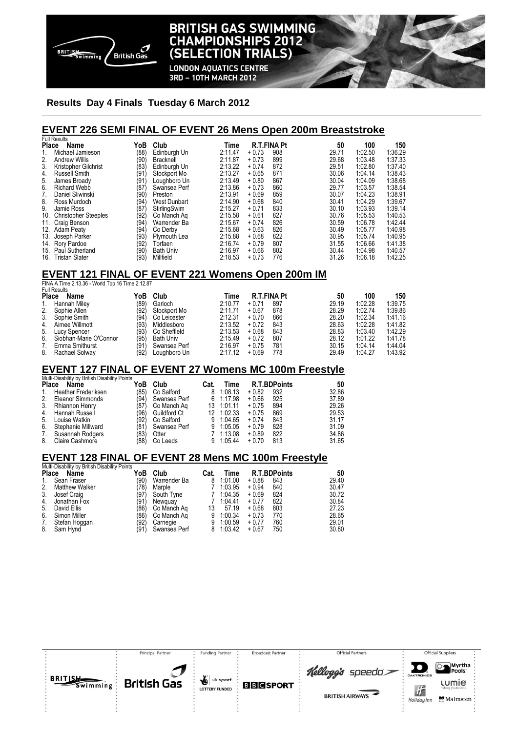## Results Day 4 Finals Tuesday 6 March 2012

## EVENT 226 SEMI FINAL OF EVENT 26 Mens Open 200m Breaststroke

Full Results

| Place | Name | YoB | Club | Time | R.T. | FINA Pt | 50 | 100 | 150 |
|---|---|---|---|---|---|---|---|---|---|
| 1. | Michael Jamieson | (88) | Edinburgh Un | 2:11.47 | + 0.73 | 908 | 29.71 | 1:02.50 | 1:36.29 |
| 2. | Andrew Willis | (90) | Bracknell | 2:11.87 | + 0.73 | 899 | 29.68 | 1:03.48 | 1:37.33 |
| 3. | Kristopher Gilchrist | (83) | Edinburgh Un | 2:13.22 | + 0.74 | 872 | 29.51 | 1:02.80 | 1:37.40 |
| 4. | Russell Smith | (91) | Stockport Mo | 2:13.27 | + 0.65 | 871 | 30.06 | 1:04.14 | 1:38.43 |
| 5. | James Broady | (91) | Loughboro Un | 2:13.49 | + 0.80 | 867 | 30.04 | 1:04.09 | 1:38.68 |
| 6. | Richard Webb | (87) | Swansea Perf | 2:13.86 | + 0.73 | 860 | 29.77 | 1:03.57 | 1:38.54 |
| 7. | Daniel Sliwinski | (90) | Preston | 2:13.91 | + 0.69 | 859 | 30.07 | 1:04.23 | 1:38.91 |
| 8. | Ross Murdoch | (94) | West Dunbart | 2:14.90 | + 0.68 | 840 | 30.41 | 1:04.29 | 1:39.67 |
| 9. | Jamie Ross | (87) | StirlingSwim | 2:15.27 | + 0.71 | 833 | 30.10 | 1:03.93 | 1:39.14 |
| 10. | Christopher Steeples | (92) | Co Manch Aq | 2:15.58 | + 0.61 | 827 | 30.76 | 1:05.53 | 1:40.53 |
| 11. | Craig Benson | (94) | Warrender Ba | 2:15.67 | + 0.74 | 826 | 30.59 | 1:06.78 | 1:42.44 |
| 12. | Adam Peaty | (94) | Co Derby | 2:15.68 | + 0.63 | 826 | 30.49 | 1:05.77 | 1:40.98 |
| 13. | Joseph Parker | (93) | Plymouth Lea | 2:15.88 | + 0.68 | 822 | 30.95 | 1:05.74 | 1:40.95 |
| 14. | Rory Pardoe | (92) | Torfaen | 2:16.74 | + 0.79 | 807 | 31.55 | 1:06.66 | 1:41.38 |
| 15. | Paul Sutherland | (90) | Bath Univ | 2:16.97 | + 0.66 | 802 | 30.44 | 1:04.98 | 1:40.57 |
| 16. | Tristan Slater | (93) | Millfield | 2:18.53 | + 0.73 | 776 | 31.26 | 1:06.18 | 1:42.25 |

## EVENT 121 FINAL OF EVENT 221 Womens Open 200m IM

FINA A Time 2.13.36 - World Top 16 Time 2:12.87

Full Results

| Place | Name | YoB | Club | Time | R.T. | FINA Pt | 50 | 100 | 150 |
|---|---|---|---|---|---|---|---|---|---|
| 1. | Hannah Miley | (89) | Garioch | 2:10.77 | + 0.71 | 897 | 29.19 | 1:02.28 | 1:39.75 |
| 2. | Sophie Allen | (92) | Stockport Mo | 2:11.71 | + 0.67 | 878 | 28.29 | 1:02.74 | 1:39.86 |
| 3. | Sophie Smith | (94) | Co Leicester | 2:12.31 | + 0.70 | 866 | 28.20 | 1:02.34 | 1:41.16 |
| 4. | Aimee Willmott | (93) | Middlesboro | 2:13.52 | + 0.72 | 843 | 28.63 | 1:02.28 | 1:41.82 |
| 5. | Lucy Spencer | (93) | Co Sheffield | 2:13.53 | + 0.68 | 843 | 28.83 | 1:03.40 | 1:42.29 |
| 6. | Siobhan-Marie O'Connor | (95) | Bath Univ | 2:15.49 | + 0.72 | 807 | 28.12 | 1:01.22 | 1:41.78 |
| 7. | Emma Smithurst | (91) | Swansea Perf | 2:16.97 | + 0.75 | 781 | 30.15 | 1:04.14 | 1:44.04 |
| 8. | Rachael Solway | (92) | Loughboro Un | 2:17.12 | + 0.69 | 778 | 29.49 | 1:04.27 | 1:43.92 |

## EVENT 127 FINAL OF EVENT 27 Womens MC 100m Freestyle

Multi-Disability by British Disability Points

| Place | Name | YoB | Club | Cat. | Time | R.T. | BDPoints | 50 |
|---|---|---|---|---|---|---|---|---|
| 1. | Heather Frederiksen | (85) | Co Salford | 8 | 1:08.13 | + 0.82 | 932 | 32.86 |
| 2. | Eleanor Simmonds | (94) | Swansea Perf | 6 | 1:17.98 | + 0.66 | 925 | 37.89 |
| 3. | Rhiannon Henry | (87) | Co Manch Aq | 13 | 1:01.11 | + 0.75 | 894 | 29.26 |
| 4. | Hannah Russell | (96) | Guildford Ct | 12 | 1:02.33 | + 0.75 | 869 | 29.53 |
| 5. | Louise Watkin | (92) | Co Salford | 9 | 1:04.65 | + 0.74 | 843 | 31.17 |
| 6. | Stephanie Millward | (81) | Swansea Perf | 9 | 1:05.05 | + 0.79 | 828 | 31.09 |
| 7. | Susannah Rodgers | (83) | Otter | 7 | 1:13.08 | + 0.89 | 822 | 34.86 |
| 8. | Claire Cashmore | (88) | Co Leeds | 9 | 1:05.44 | + 0.70 | 813 | 31.65 |

## EVENT 128 FINAL OF EVENT 28 Mens MC 100m Freestyle

Multi-Disability by British Disability Points

| Place | Name | YoB | Club | Cat. | Time | R.T. | BDPoints | 50 |
|---|---|---|---|---|---|---|---|---|
| 1. | Sean Fraser | (90) | Warrender Ba | 8 | 1:01.00 | + 0.88 | 843 | 29.40 |
| 2. | Matthew Walker | (78) | Marple | 7 | 1:03.95 | + 0.94 | 840 | 30.47 |
| 3. | Josef Craig | (97) | South Tyne | 7 | 1:04.35 | + 0.69 | 824 | 30.72 |
| 4. | Jonathan Fox | (91) | Newquay | 7 | 1:04.41 | + 0.77 | 822 | 30.84 |
| 5. | David Ellis | (86) | Co Manch Aq | 13 | 57.19 | + 0.68 | 803 | 27.23 |
| 6. | Simon Miller | (86) | Co Manch Aq | 9 | 1:00.34 | + 0.73 | 770 | 28.65 |
| 7. | Stefan Hoggan | (92) | Carnegie | 9 | 1:00.59 | + 0.77 | 760 | 29.01 |
| 8. | Sam Hynd | (91) | Swansea Perf | 8 | 1:03.42 | + 0.67 | 750 | 30.80 |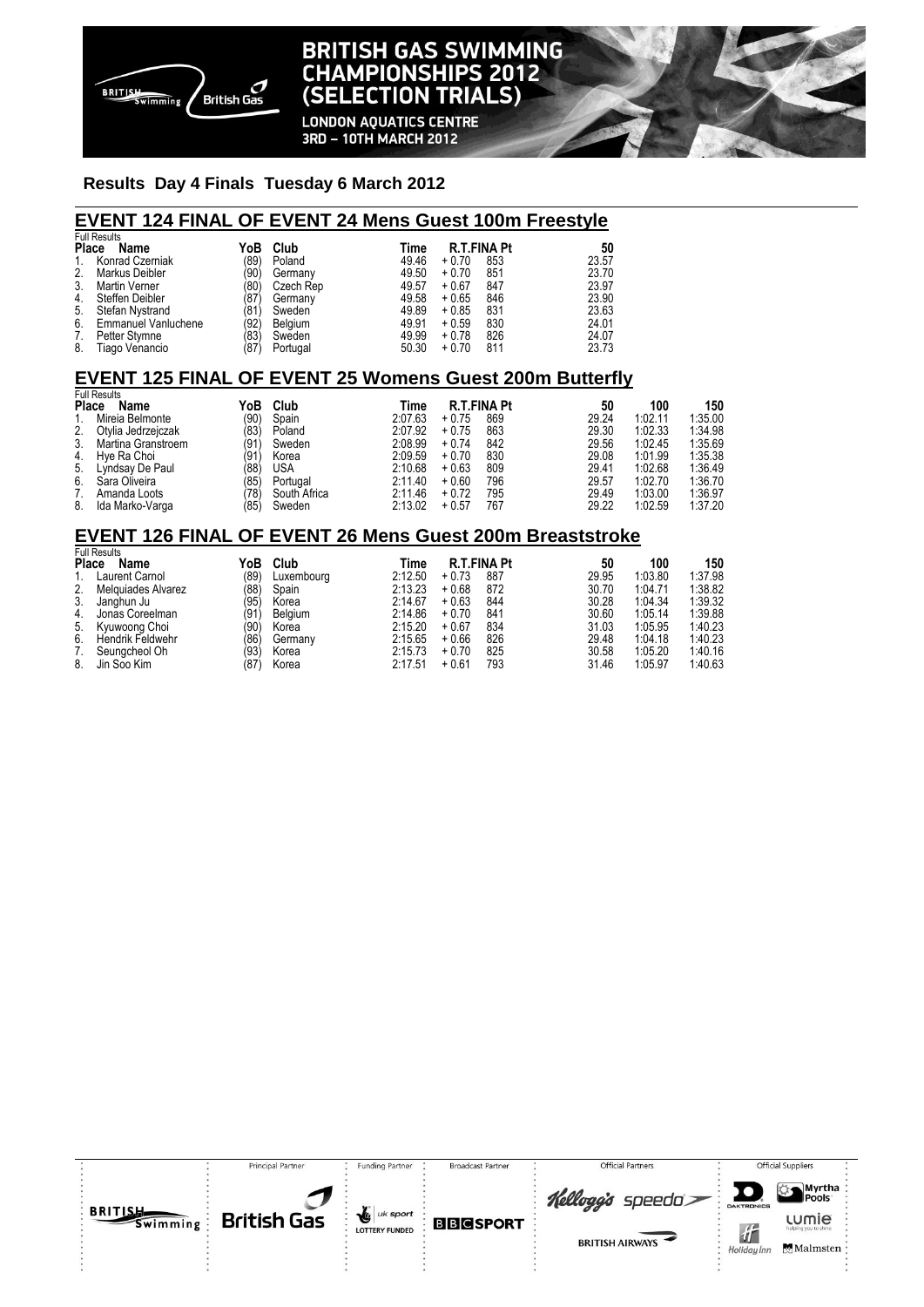# BRITISH GAS SWIMMING CHAMPIONSHIPS 2012 (SELECTION TRIALS)

LONDON AQUATICS CENTRE
3RD – 10TH MARCH 2012

**Results Day 4 Finals Tuesday 6 March 2012**

## EVENT 124 FINAL OF EVENT 24 Mens Guest 100m Freestyle

Full Results

| Place | Name | YoB | Club | Time | R.T. | FINA Pt | 50 |
|---|---|---|---|---|---|---|---|
| 1. | Konrad Czerniak | (89) | Poland | 49.46 | + 0.70 | 853 | 23.57 |
| 2. | Markus Deibler | (90) | Germany | 49.50 | + 0.70 | 851 | 23.70 |
| 3. | Martin Verner | (80) | Czech Rep | 49.57 | + 0.67 | 847 | 23.97 |
| 4. | Steffen Deibler | (87) | Germany | 49.58 | + 0.65 | 846 | 23.90 |
| 5. | Stefan Nystrand | (81) | Sweden | 49.89 | + 0.85 | 831 | 23.63 |
| 6. | Emmanuel Vanluchene | (92) | Belgium | 49.91 | + 0.59 | 830 | 24.01 |
| 7. | Petter Stymne | (83) | Sweden | 49.99 | + 0.78 | 826 | 24.07 |
| 8. | Tiago Venancio | (87) | Portugal | 50.30 | + 0.70 | 811 | 23.73 |

## EVENT 125 FINAL OF EVENT 25 Womens Guest 200m Butterfly

Full Results

| Place | Name | YoB | Club | Time | R.T. | FINA Pt | 50 | 100 | 150 |
|---|---|---|---|---|---|---|---|---|---|
| 1. | Mireia Belmonte | (90) | Spain | 2:07.63 | + 0.75 | 869 | 29.24 | 1:02.11 | 1:35.00 |
| 2. | Otylia Jedrzejczak | (83) | Poland | 2:07.92 | + 0.75 | 863 | 29.30 | 1:02.33 | 1:34.98 |
| 3. | Martina Granstroem | (91) | Sweden | 2:08.99 | + 0.74 | 842 | 29.56 | 1:02.45 | 1:35.69 |
| 4. | Hye Ra Choi | (91) | Korea | 2:09.59 | + 0.70 | 830 | 29.08 | 1:01.99 | 1:35.38 |
| 5. | Lyndsay De Paul | (88) | USA | 2:10.68 | + 0.63 | 809 | 29.41 | 1:02.68 | 1:36.49 |
| 6. | Sara Oliveira | (85) | Portugal | 2:11.40 | + 0.60 | 796 | 29.57 | 1:02.70 | 1:36.70 |
| 7. | Amanda Loots | (78) | South Africa | 2:11.46 | + 0.72 | 795 | 29.49 | 1:03.00 | 1:36.97 |
| 8. | Ida Marko-Varga | (85) | Sweden | 2:13.02 | + 0.57 | 767 | 29.22 | 1:02.59 | 1:37.20 |

## EVENT 126 FINAL OF EVENT 26 Mens Guest 200m Breaststroke

Full Results

| Place | Name | YoB | Club | Time | R.T. | FINA Pt | 50 | 100 | 150 |
|---|---|---|---|---|---|---|---|---|---|
| 1. | Laurent Carnol | (89) | Luxembourg | 2:12.50 | + 0.73 | 887 | 29.95 | 1:03.80 | 1:37.98 |
| 2. | Melquiades Alvarez | (88) | Spain | 2:13.23 | + 0.68 | 872 | 30.70 | 1:04.71 | 1:38.82 |
| 3. | Janghun Ju | (95) | Korea | 2:14.67 | + 0.63 | 844 | 30.28 | 1:04.34 | 1:39.32 |
| 4. | Jonas Coreelman | (91) | Belgium | 2:14.86 | + 0.70 | 841 | 30.60 | 1:05.14 | 1:39.88 |
| 5. | Kyuwoong Choi | (90) | Korea | 2:15.20 | + 0.67 | 834 | 31.03 | 1:05.95 | 1:40.23 |
| 6. | Hendrik Feldwehr | (86) | Germany | 2:15.65 | + 0.66 | 826 | 29.48 | 1:04.18 | 1:40.23 |
| 7. | Seungcheol Oh | (93) | Korea | 2:15.73 | + 0.70 | 825 | 30.58 | 1:05.20 | 1:40.16 |
| 8. | Jin Soo Kim | (87) | Korea | 2:17.51 | + 0.61 | 793 | 31.46 | 1:05.97 | 1:40.63 |

Principal Partner: British Gas | Funding Partner: uk sport Lottery Funded | Broadcast Partner: BBC Sport | Official Partners: Kellogg's, speedo, British Airways | Official Suppliers: Daktronics, Myrtha Pools, Lumie, Holiday Inn, Malmsten